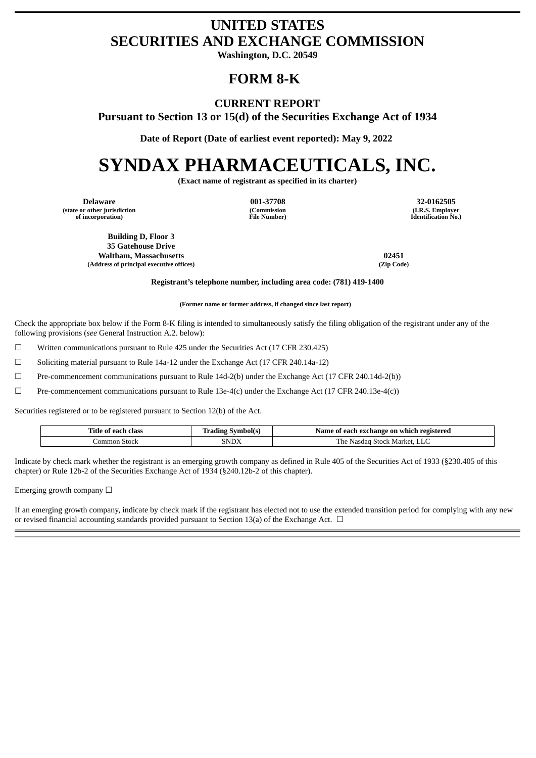# UNITED STATES
# SECURITIES AND EXCHANGE COMMISSION

**Washington, D.C. 20549**

# FORM 8-K

## CURRENT REPORT

**Pursuant to Section 13 or 15(d) of the Securities Exchange Act of 1934**

**Date of Report (Date of earliest event reported): May 9, 2022**

# SYNDAX PHARMACEUTICALS, INC.

**(Exact name of registrant as specified in its charter)**

| **Delaware** | **001-37708** | **32-0162505** |
|---|---|---|
| **(state or other jurisdiction of incorporation)** | **(Commission File Number)** | **(I.R.S. Employer Identification No.)** |

| **Building D, Floor 3**<br>**35 Gatehouse Drive**<br>**Waltham, Massachusetts** | **02451** |
|---|---|
| **(Address of principal executive offices)** | **(Zip Code)** |

**Registrant's telephone number, including area code: (781) 419-1400**

**(Former name or former address, if changed since last report)**

Check the appropriate box below if the Form 8-K filing is intended to simultaneously satisfy the filing obligation of the registrant under any of the following provisions (*see* General Instruction A.2. below):

☐ Written communications pursuant to Rule 425 under the Securities Act (17 CFR 230.425)

☐ Soliciting material pursuant to Rule 14a-12 under the Exchange Act (17 CFR 240.14a-12)

☐ Pre-commencement communications pursuant to Rule 14d-2(b) under the Exchange Act (17 CFR 240.14d-2(b))

☐ Pre-commencement communications pursuant to Rule 13e-4(c) under the Exchange Act (17 CFR 240.13e-4(c))

Securities registered or to be registered pursuant to Section 12(b) of the Act.

| Title of each class | Trading Symbol(s) | Name of each exchange on which registered |
|---|---|---|
| Common Stock | SNDX | The Nasdaq Stock Market, LLC |

Indicate by check mark whether the registrant is an emerging growth company as defined in Rule 405 of the Securities Act of 1933 (§230.405 of this chapter) or Rule 12b-2 of the Securities Exchange Act of 1934 (§240.12b-2 of this chapter).

Emerging growth company ☐

If an emerging growth company, indicate by check mark if the registrant has elected not to use the extended transition period for complying with any new or revised financial accounting standards provided pursuant to Section 13(a) of the Exchange Act. ☐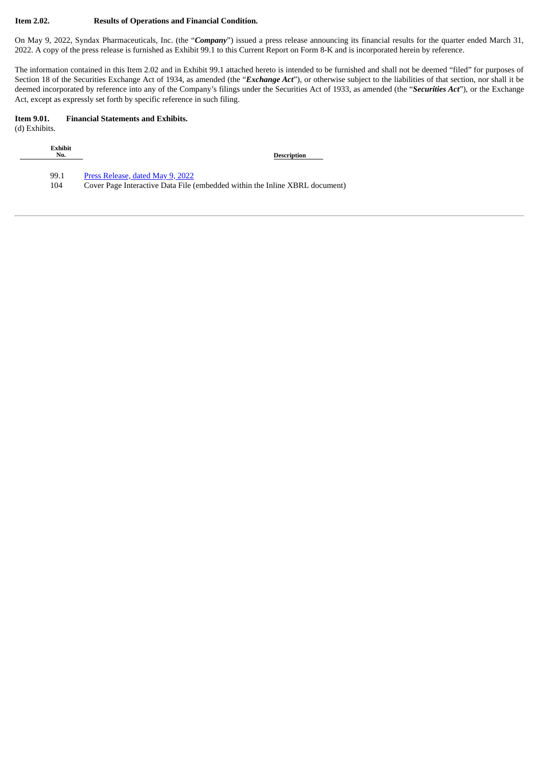**Item 2.02. Results of Operations and Financial Condition.**

On May 9, 2022, Syndax Pharmaceuticals, Inc. (the "***Company***") issued a press release announcing its financial results for the quarter ended March 31, 2022. A copy of the press release is furnished as Exhibit 99.1 to this Current Report on Form 8-K and is incorporated herein by reference.

The information contained in this Item 2.02 and in Exhibit 99.1 attached hereto is intended to be furnished and shall not be deemed "filed" for purposes of Section 18 of the Securities Exchange Act of 1934, as amended (the "***Exchange Act***"), or otherwise subject to the liabilities of that section, nor shall it be deemed incorporated by reference into any of the Company's filings under the Securities Act of 1933, as amended (the "***Securities Act***"), or the Exchange Act, except as expressly set forth by specific reference in such filing.

**Item 9.01. Financial Statements and Exhibits.**

(d) Exhibits.

| Exhibit No. | Description |
| --- | --- |
| 99.1 | Press Release, dated May 9, 2022 |
| 104 | Cover Page Interactive Data File (embedded within the Inline XBRL document) |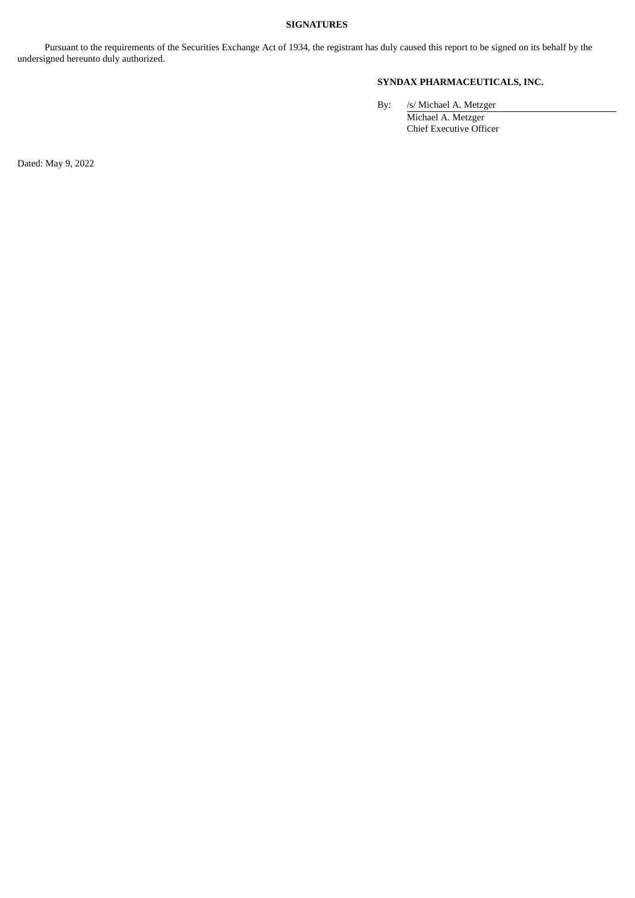**SIGNATURES**

Pursuant to the requirements of the Securities Exchange Act of 1934, the registrant has duly caused this report to be signed on its behalf by the undersigned hereunto duly authorized.

**SYNDAX PHARMACEUTICALS, INC.**

By: /s/ Michael A. Metzger
Michael A. Metzger
Chief Executive Officer

Dated: May 9, 2022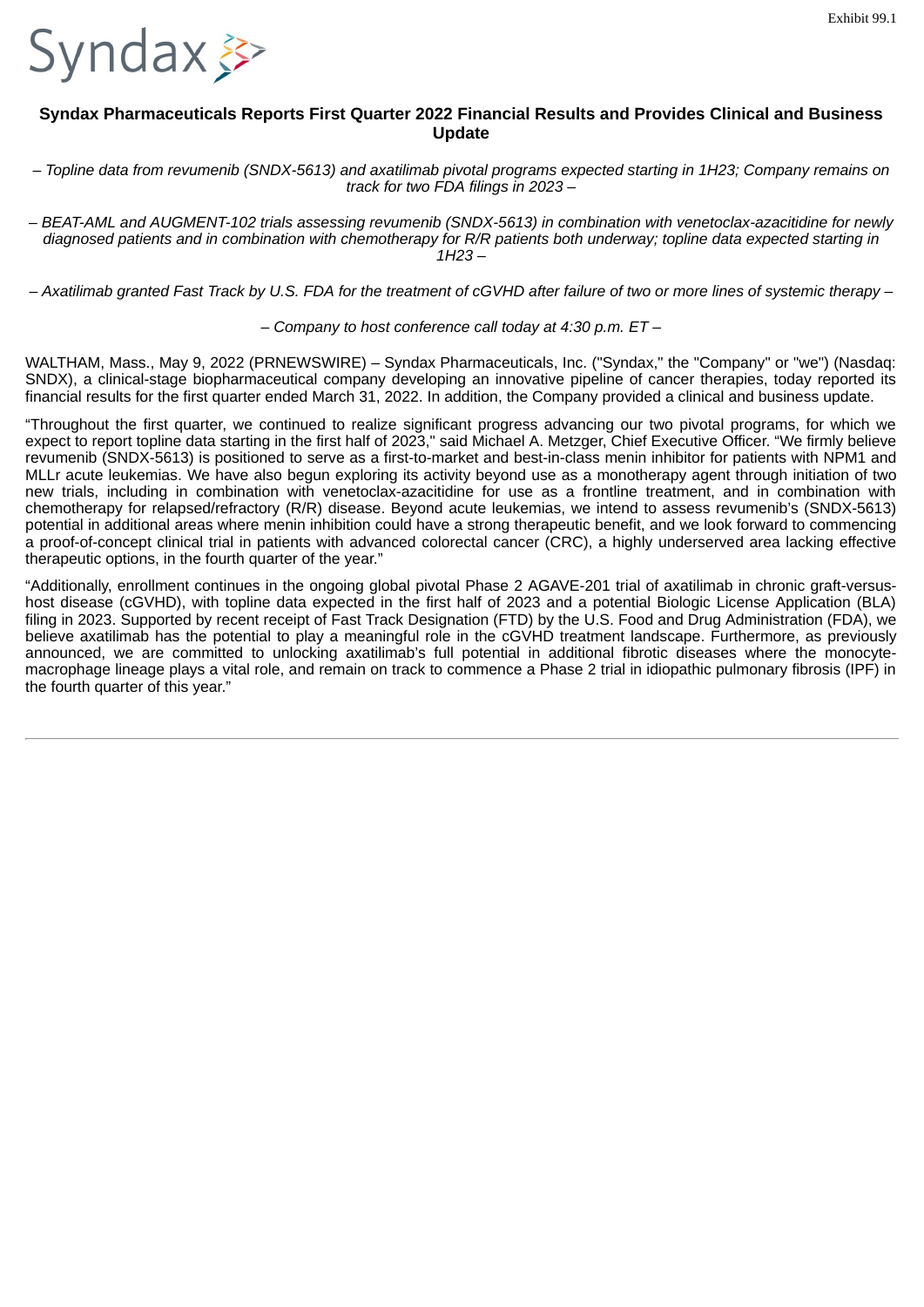# Syndax Pharmaceuticals Reports First Quarter 2022 Financial Results and Provides Clinical and Business Update

*– Topline data from revumenib (SNDX-5613) and axatilimab pivotal programs expected starting in 1H23; Company remains on track for two FDA filings in 2023 –*

*– BEAT-AML and AUGMENT-102 trials assessing revumenib (SNDX-5613) in combination with venetoclax-azacitidine for newly diagnosed patients and in combination with chemotherapy for R/R patients both underway; topline data expected starting in 1H23 –*

*– Axatilimab granted Fast Track by U.S. FDA for the treatment of cGVHD after failure of two or more lines of systemic therapy –*

*– Company to host conference call today at 4:30 p.m. ET –*

WALTHAM, Mass., May 9, 2022 (PRNEWSWIRE) – Syndax Pharmaceuticals, Inc. ("Syndax," the "Company" or "we") (Nasdaq: SNDX), a clinical-stage biopharmaceutical company developing an innovative pipeline of cancer therapies, today reported its financial results for the first quarter ended March 31, 2022. In addition, the Company provided a clinical and business update.

"Throughout the first quarter, we continued to realize significant progress advancing our two pivotal programs, for which we expect to report topline data starting in the first half of 2023," said Michael A. Metzger, Chief Executive Officer. "We firmly believe revumenib (SNDX-5613) is positioned to serve as a first-to-market and best-in-class menin inhibitor for patients with NPM1 and MLLr acute leukemias. We have also begun exploring its activity beyond use as a monotherapy agent through initiation of two new trials, including in combination with venetoclax-azacitidine for use as a frontline treatment, and in combination with chemotherapy for relapsed/refractory (R/R) disease. Beyond acute leukemias, we intend to assess revumenib's (SNDX-5613) potential in additional areas where menin inhibition could have a strong therapeutic benefit, and we look forward to commencing a proof-of-concept clinical trial in patients with advanced colorectal cancer (CRC), a highly underserved area lacking effective therapeutic options, in the fourth quarter of the year."

"Additionally, enrollment continues in the ongoing global pivotal Phase 2 AGAVE-201 trial of axatilimab in chronic graft-versus-host disease (cGVHD), with topline data expected in the first half of 2023 and a potential Biologic License Application (BLA) filing in 2023. Supported by recent receipt of Fast Track Designation (FTD) by the U.S. Food and Drug Administration (FDA), we believe axatilimab has the potential to play a meaningful role in the cGVHD treatment landscape. Furthermore, as previously announced, we are committed to unlocking axatilimab's full potential in additional fibrotic diseases where the monocyte-macrophage lineage plays a vital role, and remain on track to commence a Phase 2 trial in idiopathic pulmonary fibrosis (IPF) in the fourth quarter of this year."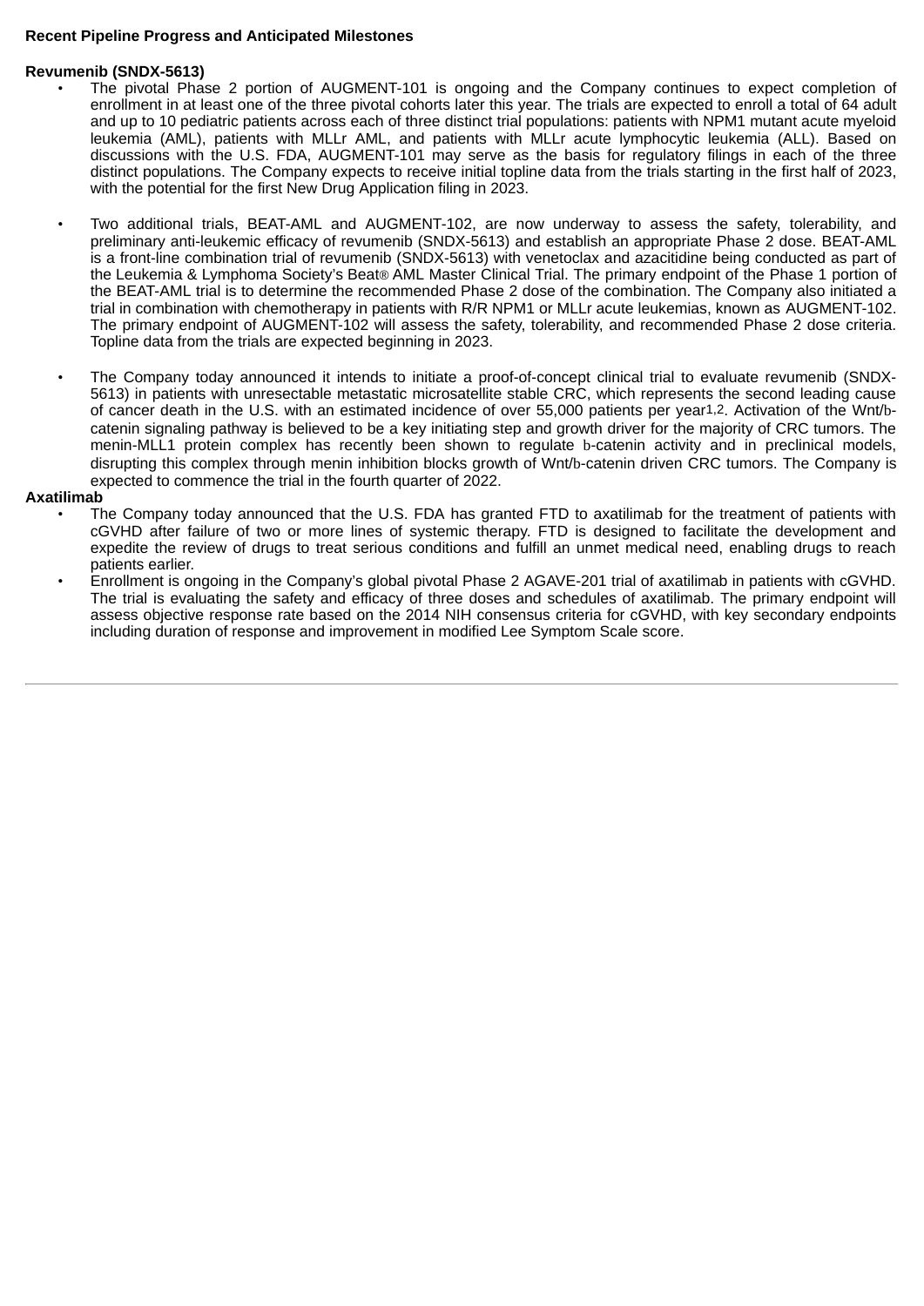**Recent Pipeline Progress and Anticipated Milestones**

**Revumenib (SNDX-5613)**

- The pivotal Phase 2 portion of AUGMENT-101 is ongoing and the Company continues to expect completion of enrollment in at least one of the three pivotal cohorts later this year. The trials are expected to enroll a total of 64 adult and up to 10 pediatric patients across each of three distinct trial populations: patients with NPM1 mutant acute myeloid leukemia (AML), patients with MLLr AML, and patients with MLLr acute lymphocytic leukemia (ALL). Based on discussions with the U.S. FDA, AUGMENT-101 may serve as the basis for regulatory filings in each of the three distinct populations. The Company expects to receive initial topline data from the trials starting in the first half of 2023, with the potential for the first New Drug Application filing in 2023.

- Two additional trials, BEAT-AML and AUGMENT-102, are now underway to assess the safety, tolerability, and preliminary anti-leukemic efficacy of revumenib (SNDX-5613) and establish an appropriate Phase 2 dose. BEAT-AML is a front-line combination trial of revumenib (SNDX-5613) with venetoclax and azacitidine being conducted as part of the Leukemia & Lymphoma Society's Beat® AML Master Clinical Trial. The primary endpoint of the Phase 1 portion of the BEAT-AML trial is to determine the recommended Phase 2 dose of the combination. The Company also initiated a trial in combination with chemotherapy in patients with R/R NPM1 or MLLr acute leukemias, known as AUGMENT-102. The primary endpoint of AUGMENT-102 will assess the safety, tolerability, and recommended Phase 2 dose criteria. Topline data from the trials are expected beginning in 2023.

- The Company today announced it intends to initiate a proof-of-concept clinical trial to evaluate revumenib (SNDX-5613) in patients with unresectable metastatic microsatellite stable CRC, which represents the second leading cause of cancer death in the U.S. with an estimated incidence of over 55,000 patients per year[1,2]. Activation of the Wnt/b-catenin signaling pathway is believed to be a key initiating step and growth driver for the majority of CRC tumors. The menin-MLL1 protein complex has recently been shown to regulate b-catenin activity and in preclinical models, disrupting this complex through menin inhibition blocks growth of Wnt/b-catenin driven CRC tumors. The Company is expected to commence the trial in the fourth quarter of 2022.

**Axatilimab**

- The Company today announced that the U.S. FDA has granted FTD to axatilimab for the treatment of patients with cGVHD after failure of two or more lines of systemic therapy. FTD is designed to facilitate the development and expedite the review of drugs to treat serious conditions and fulfill an unmet medical need, enabling drugs to reach patients earlier.
- Enrollment is ongoing in the Company's global pivotal Phase 2 AGAVE-201 trial of axatilimab in patients with cGVHD. The trial is evaluating the safety and efficacy of three doses and schedules of axatilimab. The primary endpoint will assess objective response rate based on the 2014 NIH consensus criteria for cGVHD, with key secondary endpoints including duration of response and improvement in modified Lee Symptom Scale score.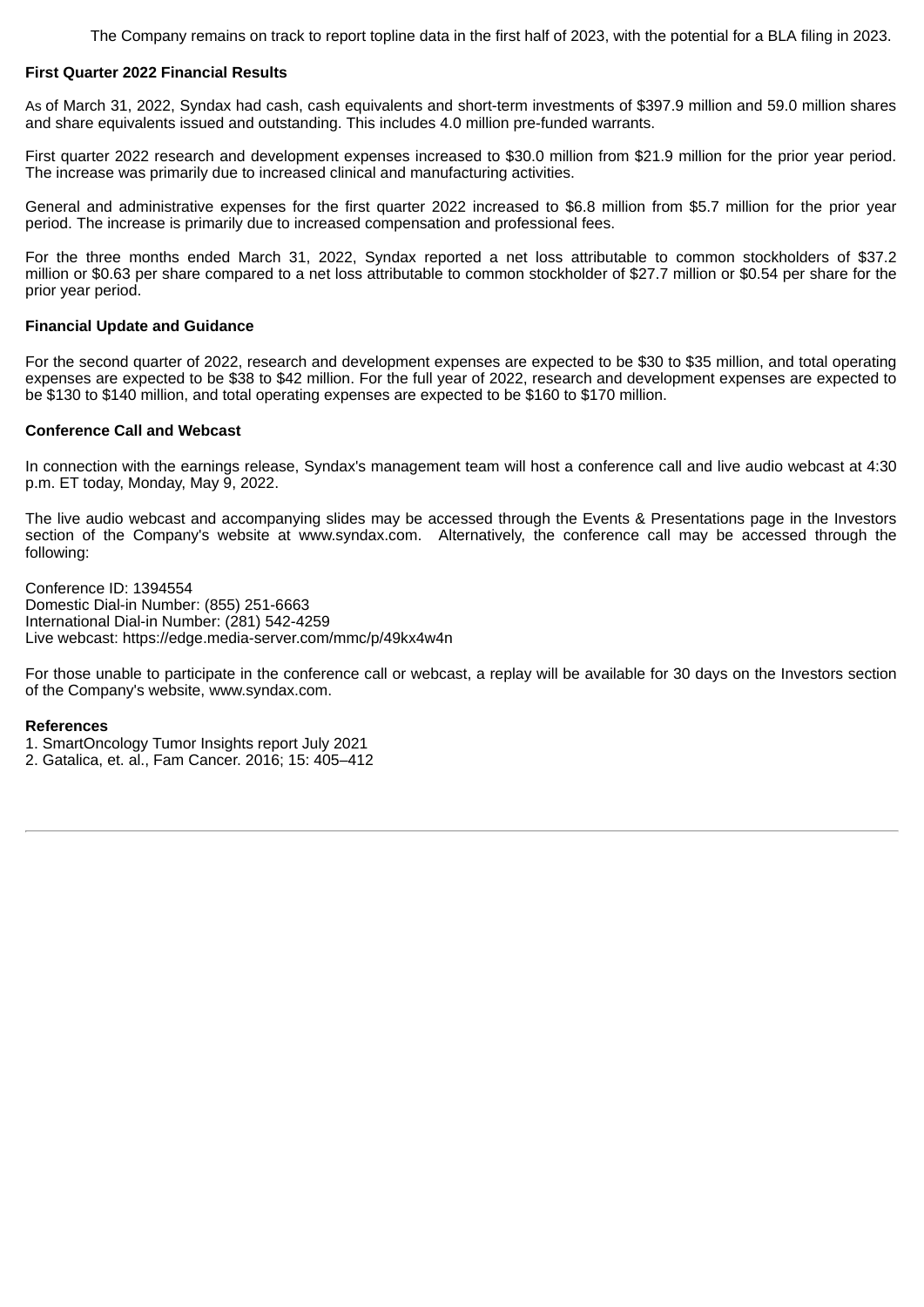The Company remains on track to report topline data in the first half of 2023, with the potential for a BLA filing in 2023.

**First Quarter 2022 Financial Results**

As of March 31, 2022, Syndax had cash, cash equivalents and short-term investments of $397.9 million and 59.0 million shares and share equivalents issued and outstanding. This includes 4.0 million pre-funded warrants.

First quarter 2022 research and development expenses increased to $30.0 million from $21.9 million for the prior year period. The increase was primarily due to increased clinical and manufacturing activities.

General and administrative expenses for the first quarter 2022 increased to $6.8 million from $5.7 million for the prior year period. The increase is primarily due to increased compensation and professional fees.

For the three months ended March 31, 2022, Syndax reported a net loss attributable to common stockholders of $37.2 million or $0.63 per share compared to a net loss attributable to common stockholder of $27.7 million or $0.54 per share for the prior year period.

**Financial Update and Guidance**

For the second quarter of 2022, research and development expenses are expected to be $30 to $35 million, and total operating expenses are expected to be $38 to $42 million. For the full year of 2022, research and development expenses are expected to be $130 to $140 million, and total operating expenses are expected to be $160 to $170 million.

**Conference Call and Webcast**

In connection with the earnings release, Syndax's management team will host a conference call and live audio webcast at 4:30 p.m. ET today, Monday, May 9, 2022.

The live audio webcast and accompanying slides may be accessed through the Events & Presentations page in the Investors section of the Company's website at www.syndax.com. Alternatively, the conference call may be accessed through the following:

Conference ID: 1394554
Domestic Dial-in Number: (855) 251-6663
International Dial-in Number: (281) 542-4259
Live webcast: https://edge.media-server.com/mmc/p/49kx4w4n

For those unable to participate in the conference call or webcast, a replay will be available for 30 days on the Investors section of the Company's website, www.syndax.com.

**References**

1. SmartOncology Tumor Insights report July 2021
2. Gatalica, et. al., Fam Cancer. 2016; 15: 405–412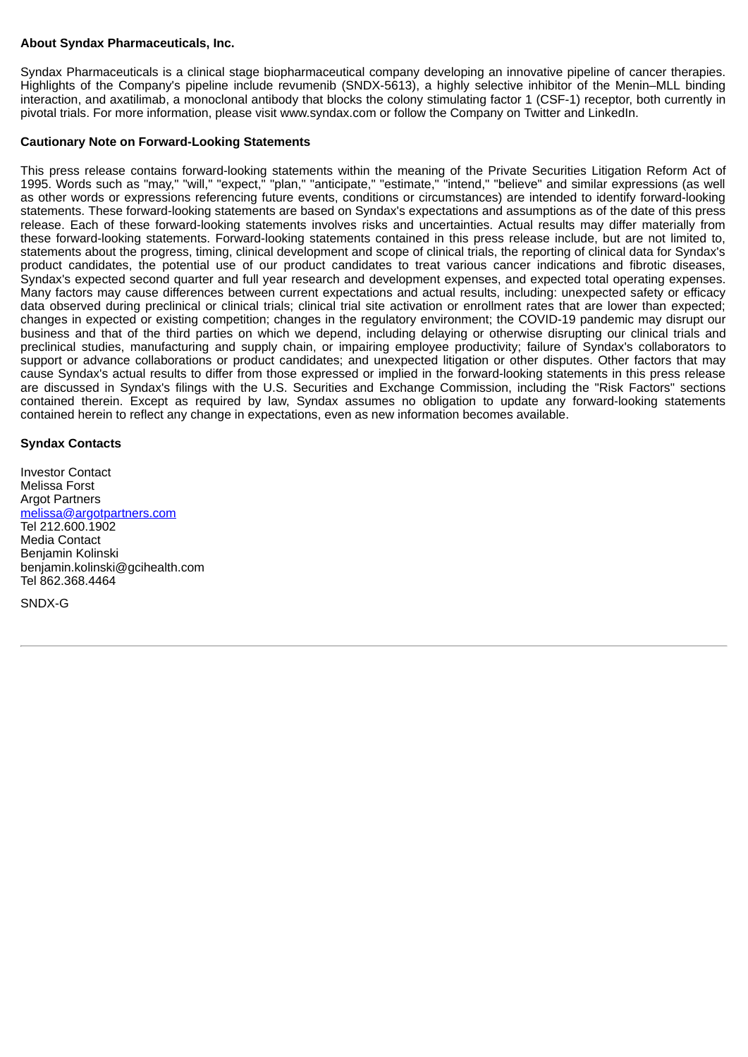**About Syndax Pharmaceuticals, Inc.**

Syndax Pharmaceuticals is a clinical stage biopharmaceutical company developing an innovative pipeline of cancer therapies. Highlights of the Company's pipeline include revumenib (SNDX-5613), a highly selective inhibitor of the Menin–MLL binding interaction, and axatilimab, a monoclonal antibody that blocks the colony stimulating factor 1 (CSF-1) receptor, both currently in pivotal trials. For more information, please visit www.syndax.com or follow the Company on Twitter and LinkedIn.

**Cautionary Note on Forward-Looking Statements**

This press release contains forward-looking statements within the meaning of the Private Securities Litigation Reform Act of 1995. Words such as "may," "will," "expect," "plan," "anticipate," "estimate," "intend," "believe" and similar expressions (as well as other words or expressions referencing future events, conditions or circumstances) are intended to identify forward-looking statements. These forward-looking statements are based on Syndax's expectations and assumptions as of the date of this press release. Each of these forward-looking statements involves risks and uncertainties. Actual results may differ materially from these forward-looking statements. Forward-looking statements contained in this press release include, but are not limited to, statements about the progress, timing, clinical development and scope of clinical trials, the reporting of clinical data for Syndax's product candidates, the potential use of our product candidates to treat various cancer indications and fibrotic diseases, Syndax's expected second quarter and full year research and development expenses, and expected total operating expenses. Many factors may cause differences between current expectations and actual results, including: unexpected safety or efficacy data observed during preclinical or clinical trials; clinical trial site activation or enrollment rates that are lower than expected; changes in expected or existing competition; changes in the regulatory environment; the COVID-19 pandemic may disrupt our business and that of the third parties on which we depend, including delaying or otherwise disrupting our clinical trials and preclinical studies, manufacturing and supply chain, or impairing employee productivity; failure of Syndax's collaborators to support or advance collaborations or product candidates; and unexpected litigation or other disputes. Other factors that may cause Syndax's actual results to differ from those expressed or implied in the forward-looking statements in this press release are discussed in Syndax's filings with the U.S. Securities and Exchange Commission, including the "Risk Factors" sections contained therein. Except as required by law, Syndax assumes no obligation to update any forward-looking statements contained herein to reflect any change in expectations, even as new information becomes available.

**Syndax Contacts**

Investor Contact
Melissa Forst
Argot Partners
melissa@argotpartners.com
Tel 212.600.1902
Media Contact
Benjamin Kolinski
benjamin.kolinski@gcihealth.com
Tel 862.368.4464

SNDX-G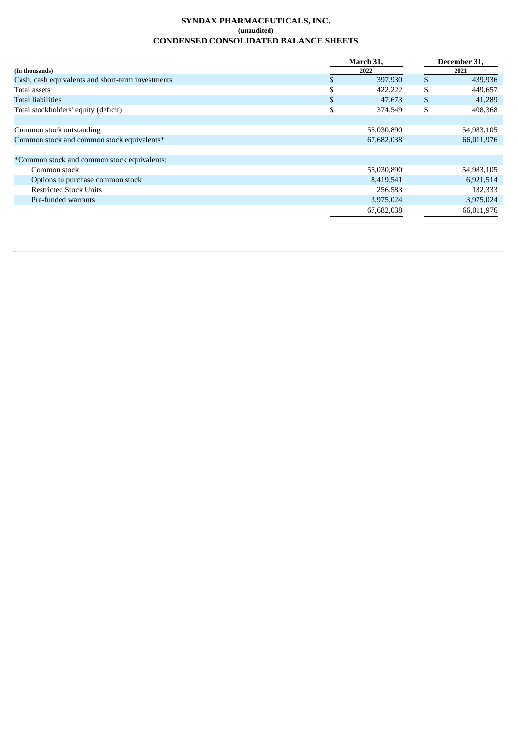**SYNDAX PHARMACEUTICALS, INC.**
**(unaudited)**
**CONDENSED CONSOLIDATED BALANCE SHEETS**

| (In thousands) | March 31, 2022 | December 31, 2021 |
|---|---|---|
| Cash, cash equivalents and short-term investments | $ 397,930 | $ 439,936 |
| Total assets | $ 422,222 | $ 449,657 |
| Total liabilities | $ 47,673 | $ 41,289 |
| Total stockholders' equity (deficit) | $ 374,549 | $ 408,368 |
| | | |
| Common stock outstanding | 55,030,890 | 54,983,105 |
| Common stock and common stock equivalents* | 67,682,038 | 66,011,976 |
| | | |
| *Common stock and common stock equivalents: | | |
| Common stock | 55,030,890 | 54,983,105 |
| Options to purchase common stock | 8,419,541 | 6,921,514 |
| Restricted Stock Units | 256,583 | 132,333 |
| Pre-funded warrants | 3,975,024 | 3,975,024 |
| | 67,682,038 | 66,011,976 |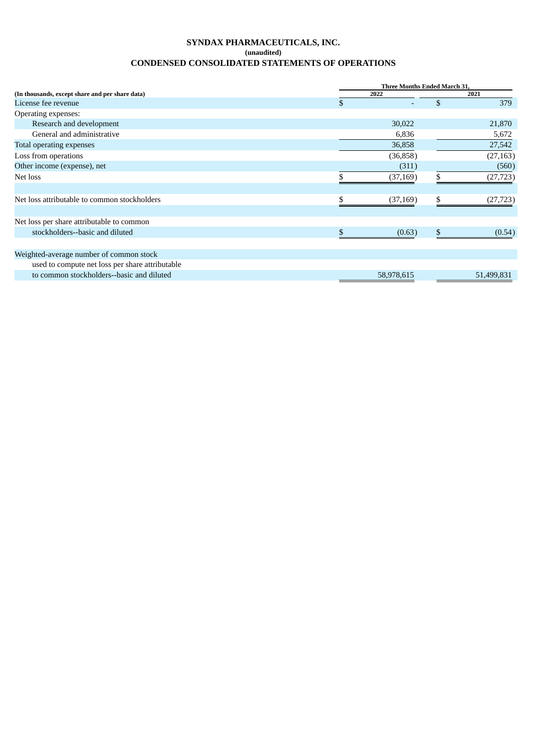**SYNDAX PHARMACEUTICALS, INC.**

**(unaudited)**

**CONDENSED CONSOLIDATED STATEMENTS OF OPERATIONS**

| **(In thousands, except share and per share data)** | **Three Months Ended March 31, 2022** | **2021** |
|---|---|---|
| License fee revenue | $ - | $ 379 |
| Operating expenses: | | |
| Research and development | 30,022 | 21,870 |
| General and administrative | 6,836 | 5,672 |
| Total operating expenses | 36,858 | 27,542 |
| Loss from operations | (36,858) | (27,163) |
| Other income (expense), net | (311) | (560) |
| Net loss | $ (37,169) | $ (27,723) |
| Net loss attributable to common stockholders | $ (37,169) | $ (27,723) |
| Net loss per share attributable to common stockholders--basic and diluted | $ (0.63) | $ (0.54) |
| Weighted-average number of common stock used to compute net loss per share attributable to common stockholders--basic and diluted | 58,978,615 | 51,499,831 |